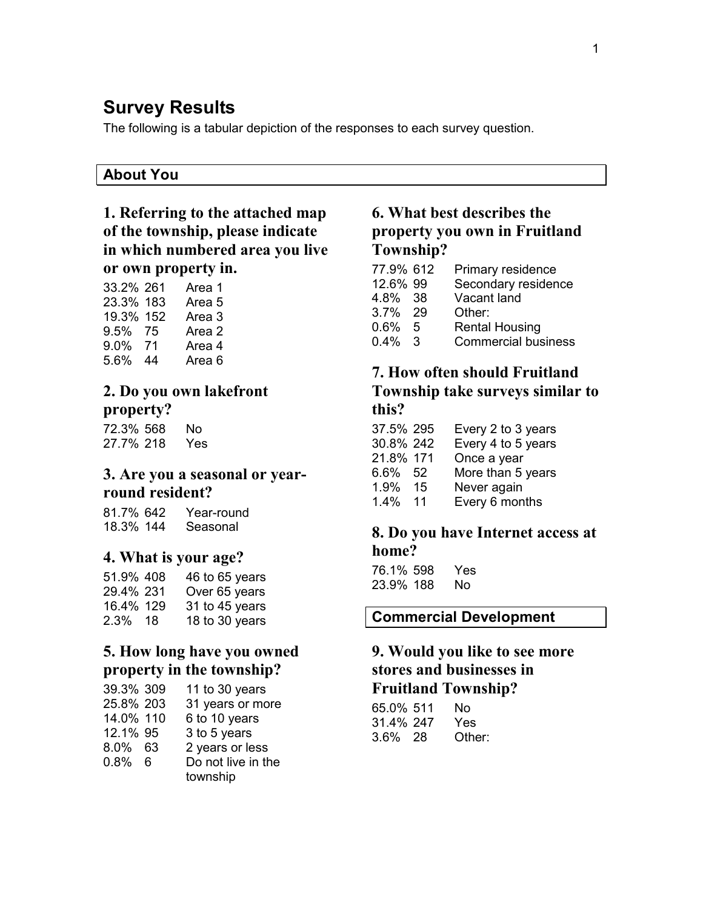# Survey Results

The following is a tabular depiction of the responses to each survey question.

## About You

### 1. Referring to the attached map of the township, please indicate in which numbered area you live or own property in.

| % | Count | Response |
|---|---|---|
| 33.2% | 261 | Area 1 |
| 23.3% | 183 | Area 5 |
| 19.3% | 152 | Area 3 |
| 9.5% | 75 | Area 2 |
| 9.0% | 71 | Area 4 |
| 5.6% | 44 | Area 6 |

### 2. Do you own lakefront property?

| % | Count | Response |
|---|---|---|
| 72.3% | 568 | No |
| 27.7% | 218 | Yes |

### 3. Are you a seasonal or year-round resident?

| % | Count | Response |
|---|---|---|
| 81.7% | 642 | Year-round |
| 18.3% | 144 | Seasonal |

### 4. What is your age?

| % | Count | Response |
|---|---|---|
| 51.9% | 408 | 46 to 65 years |
| 29.4% | 231 | Over 65 years |
| 16.4% | 129 | 31 to 45 years |
| 2.3% | 18 | 18 to 30 years |

### 5. How long have you owned property in the township?

| % | Count | Response |
|---|---|---|
| 39.3% | 309 | 11 to 30 years |
| 25.8% | 203 | 31 years or more |
| 14.0% | 110 | 6 to 10 years |
| 12.1% | 95 | 3 to 5 years |
| 8.0% | 63 | 2 years or less |
| 0.8% | 6 | Do not live in the township |

### 6. What best describes the property you own in Fruitland Township?

| % | Count | Response |
|---|---|---|
| 77.9% | 612 | Primary residence |
| 12.6% | 99 | Secondary residence |
| 4.8% | 38 | Vacant land |
| 3.7% | 29 | Other: |
| 0.6% | 5 | Rental Housing |
| 0.4% | 3 | Commercial business |

### 7. How often should Fruitland Township take surveys similar to this?

| % | Count | Response |
|---|---|---|
| 37.5% | 295 | Every 2 to 3 years |
| 30.8% | 242 | Every 4 to 5 years |
| 21.8% | 171 | Once a year |
| 6.6% | 52 | More than 5 years |
| 1.9% | 15 | Never again |
| 1.4% | 11 | Every 6 months |

### 8. Do you have Internet access at home?

| % | Count | Response |
|---|---|---|
| 76.1% | 598 | Yes |
| 23.9% | 188 | No |

## Commercial Development

### 9. Would you like to see more stores and businesses in Fruitland Township?

| % | Count | Response |
|---|---|---|
| 65.0% | 511 | No |
| 31.4% | 247 | Yes |
| 3.6% | 28 | Other: |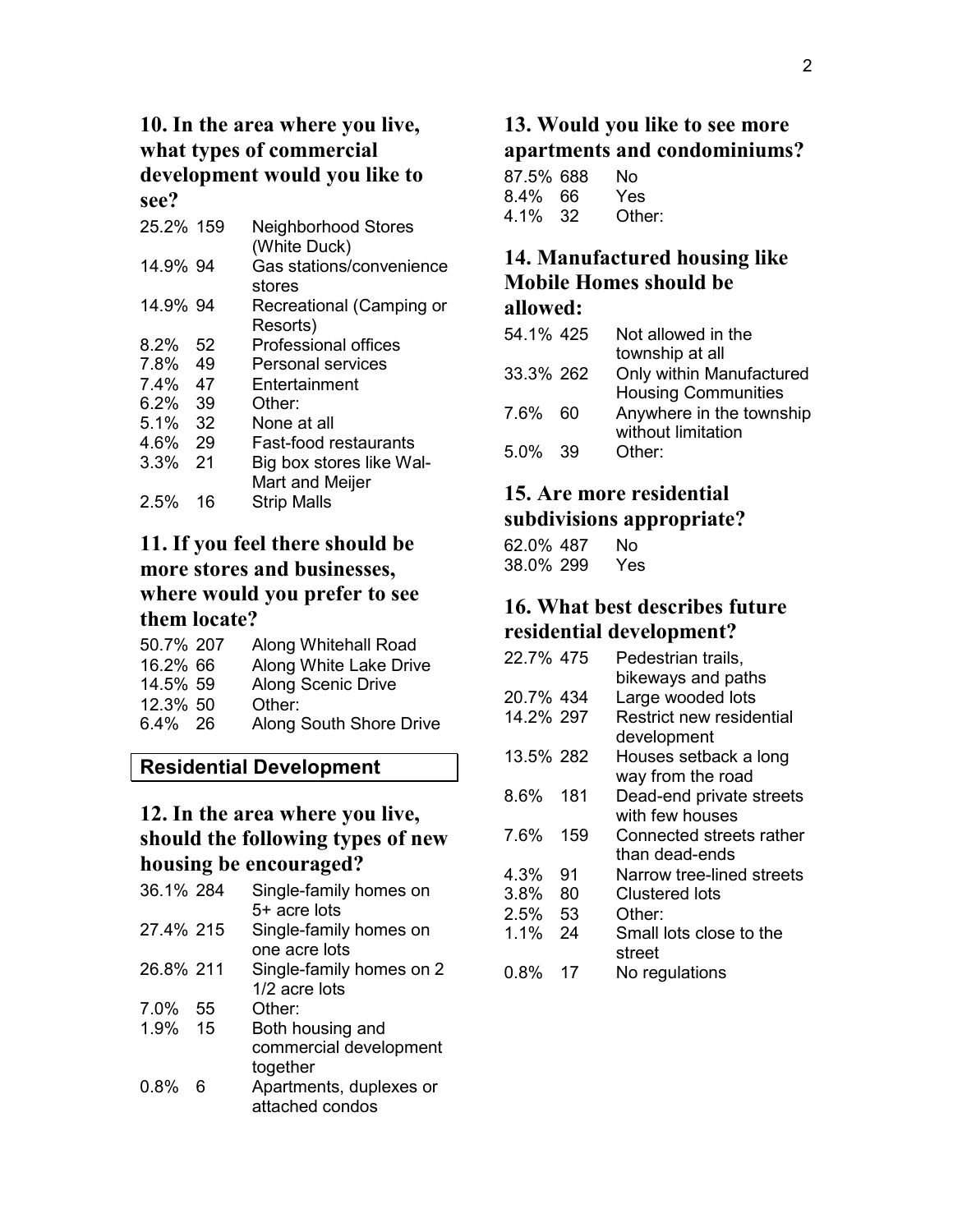### 10. In the area where you live, what types of commercial development would you like to see?

| | | |
|---|---|---|
| 25.2% | 159 | Neighborhood Stores (White Duck) |
| 14.9% | 94 | Gas stations/convenience stores |
| 14.9% | 94 | Recreational (Camping or Resorts) |
| 8.2% | 52 | Professional offices |
| 7.8% | 49 | Personal services |
| 7.4% | 47 | Entertainment |
| 6.2% | 39 | Other: |
| 5.1% | 32 | None at all |
| 4.6% | 29 | Fast-food restaurants |
| 3.3% | 21 | Big box stores like Wal-Mart and Meijer |
| 2.5% | 16 | Strip Malls |

### 11. If you feel there should be more stores and businesses, where would you prefer to see them locate?

| | | |
|---|---|---|
| 50.7% | 207 | Along Whitehall Road |
| 16.2% | 66 | Along White Lake Drive |
| 14.5% | 59 | Along Scenic Drive |
| 12.3% | 50 | Other: |
| 6.4% | 26 | Along South Shore Drive |

## Residential Development

### 12. In the area where you live, should the following types of new housing be encouraged?

| | | |
|---|---|---|
| 36.1% | 284 | Single-family homes on 5+ acre lots |
| 27.4% | 215 | Single-family homes on one acre lots |
| 26.8% | 211 | Single-family homes on 2 1/2 acre lots |
| 7.0% | 55 | Other: |
| 1.9% | 15 | Both housing and commercial development together |
| 0.8% | 6 | Apartments, duplexes or attached condos |

### 13. Would you like to see more apartments and condominiums?

| | | |
|---|---|---|
| 87.5% | 688 | No |
| 8.4% | 66 | Yes |
| 4.1% | 32 | Other: |

### 14. Manufactured housing like Mobile Homes should be allowed:

| | | |
|---|---|---|
| 54.1% | 425 | Not allowed in the township at all |
| 33.3% | 262 | Only within Manufactured Housing Communities |
| 7.6% | 60 | Anywhere in the township without limitation |
| 5.0% | 39 | Other: |

### 15. Are more residential subdivisions appropriate?

| | | |
|---|---|---|
| 62.0% | 487 | No |
| 38.0% | 299 | Yes |

### 16. What best describes future residential development?

| | | |
|---|---|---|
| 22.7% | 475 | Pedestrian trails, bikeways and paths |
| 20.7% | 434 | Large wooded lots |
| 14.2% | 297 | Restrict new residential development |
| 13.5% | 282 | Houses setback a long way from the road |
| 8.6% | 181 | Dead-end private streets with few houses |
| 7.6% | 159 | Connected streets rather than dead-ends |
| 4.3% | 91 | Narrow tree-lined streets |
| 3.8% | 80 | Clustered lots |
| 2.5% | 53 | Other: |
| 1.1% | 24 | Small lots close to the street |
| 0.8% | 17 | No regulations |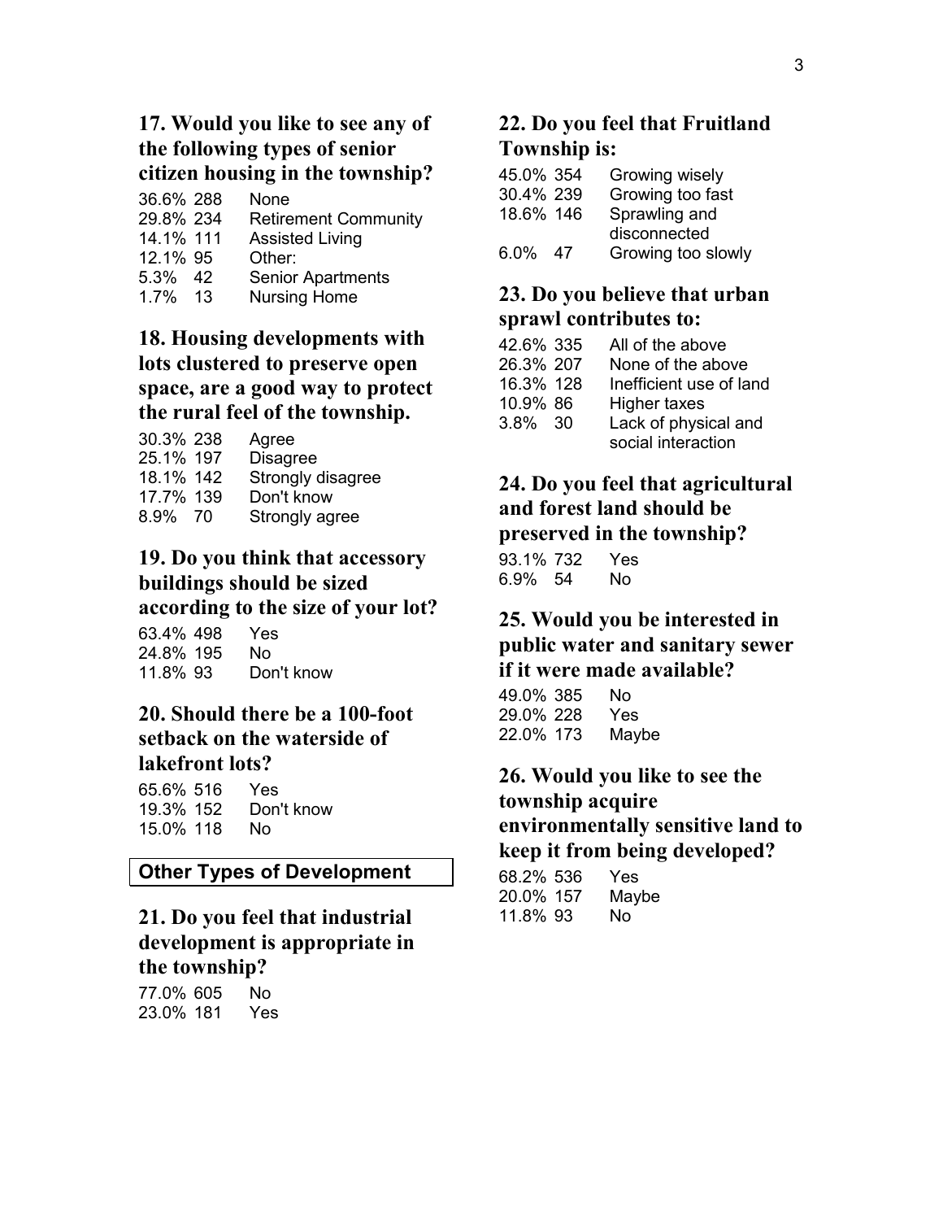### 17. Would you like to see any of the following types of senior citizen housing in the township?

| | | |
|---|---|---|
| 36.6% | 288 | None |
| 29.8% | 234 | Retirement Community |
| 14.1% | 111 | Assisted Living |
| 12.1% | 95 | Other: |
| 5.3% | 42 | Senior Apartments |
| 1.7% | 13 | Nursing Home |

### 18. Housing developments with lots clustered to preserve open space, are a good way to protect the rural feel of the township.

| | | |
|---|---|---|
| 30.3% | 238 | Agree |
| 25.1% | 197 | Disagree |
| 18.1% | 142 | Strongly disagree |
| 17.7% | 139 | Don't know |
| 8.9% | 70 | Strongly agree |

### 19. Do you think that accessory buildings should be sized according to the size of your lot?

| | | |
|---|---|---|
| 63.4% | 498 | Yes |
| 24.8% | 195 | No |
| 11.8% | 93 | Don't know |

### 20. Should there be a 100-foot setback on the waterside of lakefront lots?

| | | |
|---|---|---|
| 65.6% | 516 | Yes |
| 19.3% | 152 | Don't know |
| 15.0% | 118 | No |

## Other Types of Development

### 21. Do you feel that industrial development is appropriate in the township?

| | | |
|---|---|---|
| 77.0% | 605 | No |
| 23.0% | 181 | Yes |

### 22. Do you feel that Fruitland Township is:

| | | |
|---|---|---|
| 45.0% | 354 | Growing wisely |
| 30.4% | 239 | Growing too fast |
| 18.6% | 146 | Sprawling and disconnected |
| 6.0% | 47 | Growing too slowly |

### 23. Do you believe that urban sprawl contributes to:

| | | |
|---|---|---|
| 42.6% | 335 | All of the above |
| 26.3% | 207 | None of the above |
| 16.3% | 128 | Inefficient use of land |
| 10.9% | 86 | Higher taxes |
| 3.8% | 30 | Lack of physical and social interaction |

### 24. Do you feel that agricultural and forest land should be preserved in the township?

| | | |
|---|---|---|
| 93.1% | 732 | Yes |
| 6.9% | 54 | No |

### 25. Would you be interested in public water and sanitary sewer if it were made available?

| | | |
|---|---|---|
| 49.0% | 385 | No |
| 29.0% | 228 | Yes |
| 22.0% | 173 | Maybe |

### 26. Would you like to see the township acquire environmentally sensitive land to keep it from being developed?

| | | |
|---|---|---|
| 68.2% | 536 | Yes |
| 20.0% | 157 | Maybe |
| 11.8% | 93 | No |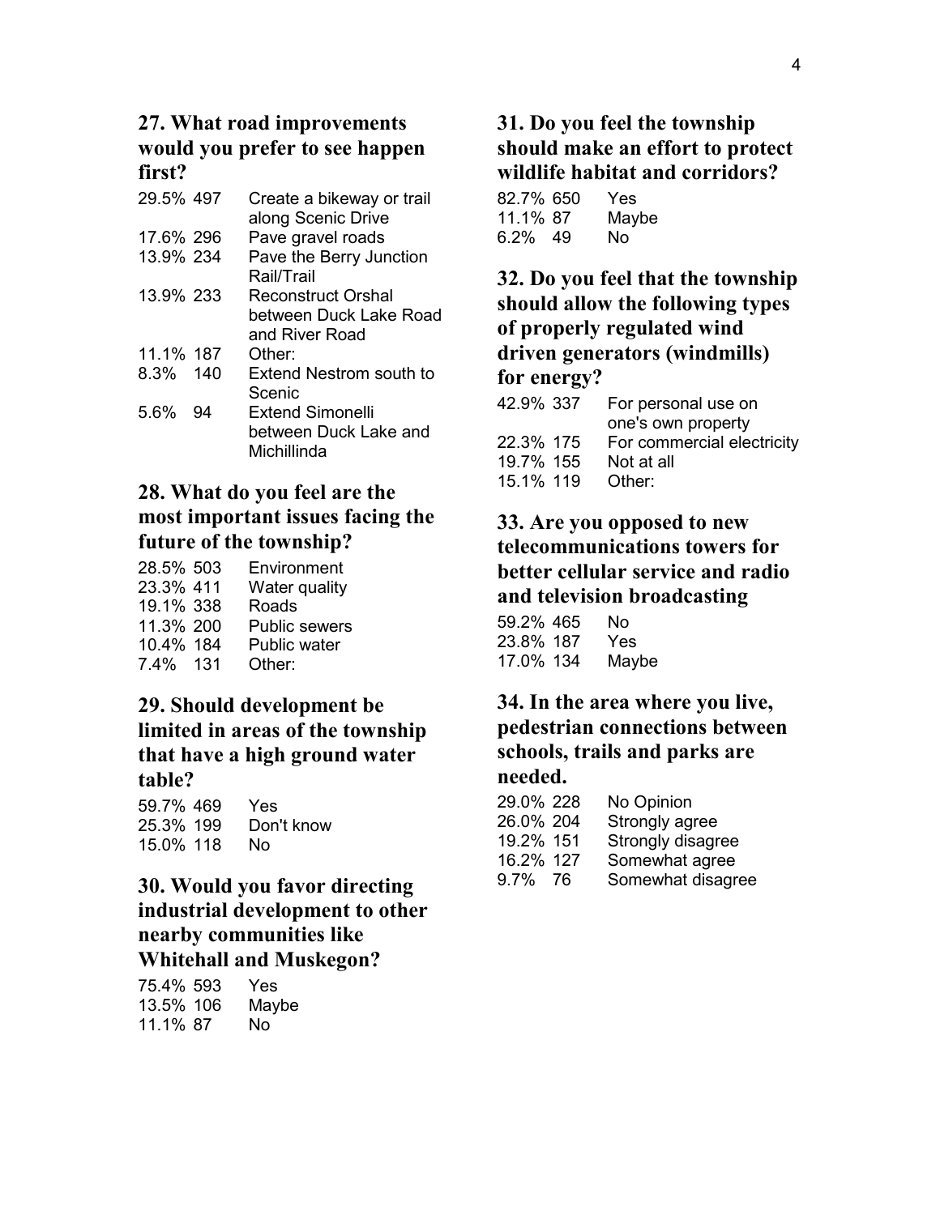### 27. What road improvements would you prefer to see happen first?

| | | |
|---|---|---|
| 29.5% | 497 | Create a bikeway or trail along Scenic Drive |
| 17.6% | 296 | Pave gravel roads |
| 13.9% | 234 | Pave the Berry Junction Rail/Trail |
| 13.9% | 233 | Reconstruct Orshal between Duck Lake Road and River Road |
| 11.1% | 187 | Other: |
| 8.3% | 140 | Extend Nestrom south to Scenic |
| 5.6% | 94 | Extend Simonelli between Duck Lake and Michillinda |

### 28. What do you feel are the most important issues facing the future of the township?

| | | |
|---|---|---|
| 28.5% | 503 | Environment |
| 23.3% | 411 | Water quality |
| 19.1% | 338 | Roads |
| 11.3% | 200 | Public sewers |
| 10.4% | 184 | Public water |
| 7.4% | 131 | Other: |

### 29. Should development be limited in areas of the township that have a high ground water table?

| | | |
|---|---|---|
| 59.7% | 469 | Yes |
| 25.3% | 199 | Don't know |
| 15.0% | 118 | No |

### 30. Would you favor directing industrial development to other nearby communities like Whitehall and Muskegon?

| | | |
|---|---|---|
| 75.4% | 593 | Yes |
| 13.5% | 106 | Maybe |
| 11.1% | 87 | No |

### 31. Do you feel the township should make an effort to protect wildlife habitat and corridors?

| | | |
|---|---|---|
| 82.7% | 650 | Yes |
| 11.1% | 87 | Maybe |
| 6.2% | 49 | No |

### 32. Do you feel that the township should allow the following types of properly regulated wind driven generators (windmills) for energy?

| | | |
|---|---|---|
| 42.9% | 337 | For personal use on one's own property |
| 22.3% | 175 | For commercial electricity |
| 19.7% | 155 | Not at all |
| 15.1% | 119 | Other: |

### 33. Are you opposed to new telecommunications towers for better cellular service and radio and television broadcasting

| | | |
|---|---|---|
| 59.2% | 465 | No |
| 23.8% | 187 | Yes |
| 17.0% | 134 | Maybe |

### 34. In the area where you live, pedestrian connections between schools, trails and parks are needed.

| | | |
|---|---|---|
| 29.0% | 228 | No Opinion |
| 26.0% | 204 | Strongly agree |
| 19.2% | 151 | Strongly disagree |
| 16.2% | 127 | Somewhat agree |
| 9.7% | 76 | Somewhat disagree |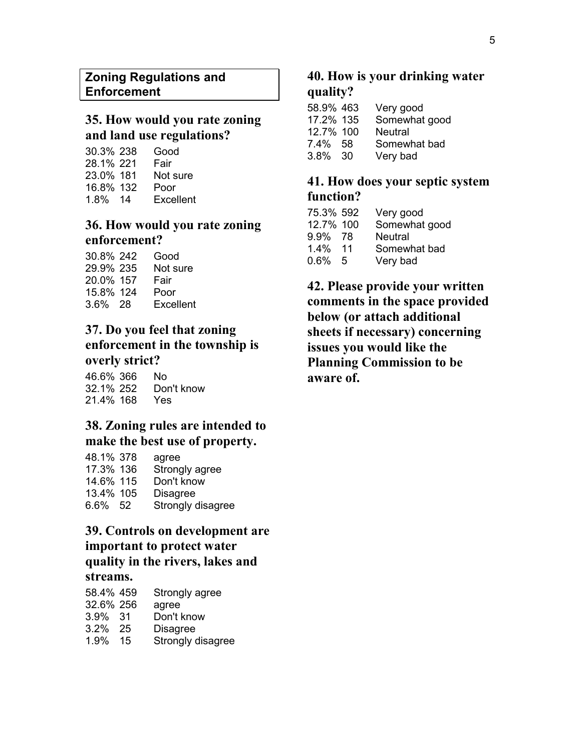## Zoning Regulations and Enforcement

### 35. How would you rate zoning and land use regulations?

| | | |
|---|---|---|
| 30.3% | 238 | Good |
| 28.1% | 221 | Fair |
| 23.0% | 181 | Not sure |
| 16.8% | 132 | Poor |
| 1.8% | 14 | Excellent |

### 36. How would you rate zoning enforcement?

| | | |
|---|---|---|
| 30.8% | 242 | Good |
| 29.9% | 235 | Not sure |
| 20.0% | 157 | Fair |
| 15.8% | 124 | Poor |
| 3.6% | 28 | Excellent |

### 37. Do you feel that zoning enforcement in the township is overly strict?

| | | |
|---|---|---|
| 46.6% | 366 | No |
| 32.1% | 252 | Don't know |
| 21.4% | 168 | Yes |

### 38. Zoning rules are intended to make the best use of property.

| | | |
|---|---|---|
| 48.1% | 378 | agree |
| 17.3% | 136 | Strongly agree |
| 14.6% | 115 | Don't know |
| 13.4% | 105 | Disagree |
| 6.6% | 52 | Strongly disagree |

### 39. Controls on development are important to protect water quality in the rivers, lakes and streams.

| | | |
|---|---|---|
| 58.4% | 459 | Strongly agree |
| 32.6% | 256 | agree |
| 3.9% | 31 | Don't know |
| 3.2% | 25 | Disagree |
| 1.9% | 15 | Strongly disagree |

### 40. How is your drinking water quality?

| | | |
|---|---|---|
| 58.9% | 463 | Very good |
| 17.2% | 135 | Somewhat good |
| 12.7% | 100 | Neutral |
| 7.4% | 58 | Somewhat bad |
| 3.8% | 30 | Very bad |

### 41. How does your septic system function?

| | | |
|---|---|---|
| 75.3% | 592 | Very good |
| 12.7% | 100 | Somewhat good |
| 9.9% | 78 | Neutral |
| 1.4% | 11 | Somewhat bad |
| 0.6% | 5 | Very bad |

### 42. Please provide your written comments in the space provided below (or attach additional sheets if necessary) concerning issues you would like the Planning Commission to be aware of.